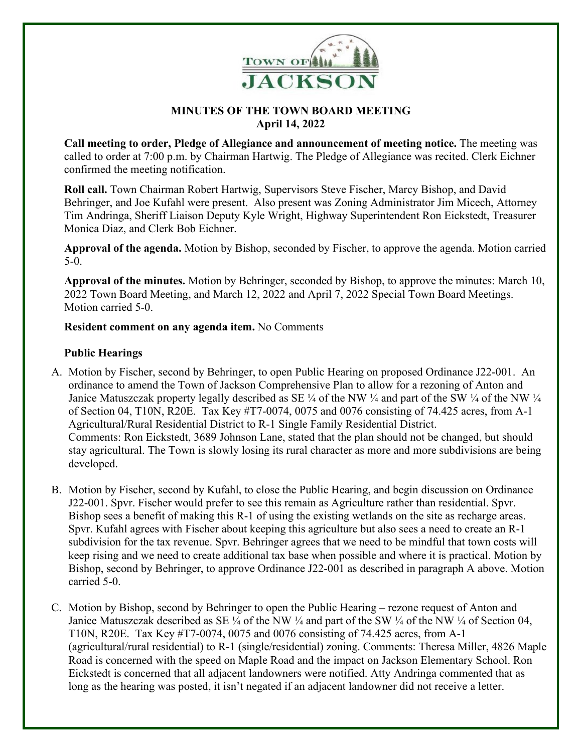TOWN OF JACKSON

## MINUTES OF THE TOWN BOARD MEETING
## April 14, 2022

**Call meeting to order, Pledge of Allegiance and announcement of meeting notice.** The meeting was called to order at 7:00 p.m. by Chairman Hartwig. The Pledge of Allegiance was recited. Clerk Eichner confirmed the meeting notification.

**Roll call.** Town Chairman Robert Hartwig, Supervisors Steve Fischer, Marcy Bishop, and David Behringer, and Joe Kufahl were present. Also present was Zoning Administrator Jim Micech, Attorney Tim Andringa, Sheriff Liaison Deputy Kyle Wright, Highway Superintendent Ron Eickstedt, Treasurer Monica Diaz, and Clerk Bob Eichner.

**Approval of the agenda.** Motion by Bishop, seconded by Fischer, to approve the agenda. Motion carried 5-0.

**Approval of the minutes.** Motion by Behringer, seconded by Bishop, to approve the minutes: March 10, 2022 Town Board Meeting, and March 12, 2022 and April 7, 2022 Special Town Board Meetings. Motion carried 5-0.

**Resident comment on any agenda item.** No Comments

**Public Hearings**

A. Motion by Fischer, second by Behringer, to open Public Hearing on proposed Ordinance J22-001. An ordinance to amend the Town of Jackson Comprehensive Plan to allow for a rezoning of Anton and Janice Matuszczak property legally described as SE ¼ of the NW ¼ and part of the SW ¼ of the NW ¼ of Section 04, T10N, R20E. Tax Key #T7-0074, 0075 and 0076 consisting of 74.425 acres, from A-1 Agricultural/Rural Residential District to R-1 Single Family Residential District.
Comments: Ron Eickstedt, 3689 Johnson Lane, stated that the plan should not be changed, but should stay agricultural. The Town is slowly losing its rural character as more and more subdivisions are being developed.

B. Motion by Fischer, second by Kufahl, to close the Public Hearing, and begin discussion on Ordinance J22-001. Spvr. Fischer would prefer to see this remain as Agriculture rather than residential. Spvr. Bishop sees a benefit of making this R-1 of using the existing wetlands on the site as recharge areas. Spvr. Kufahl agrees with Fischer about keeping this agriculture but also sees a need to create an R-1 subdivision for the tax revenue. Spvr. Behringer agrees that we need to be mindful that town costs will keep rising and we need to create additional tax base when possible and where it is practical. Motion by Bishop, second by Behringer, to approve Ordinance J22-001 as described in paragraph A above. Motion carried 5-0.

C. Motion by Bishop, second by Behringer to open the Public Hearing – rezone request of Anton and Janice Matuszczak described as SE ¼ of the NW ¼ and part of the SW ¼ of the NW ¼ of Section 04, T10N, R20E. Tax Key #T7-0074, 0075 and 0076 consisting of 74.425 acres, from A-1 (agricultural/rural residential) to R-1 (single/residential) zoning. Comments: Theresa Miller, 4826 Maple Road is concerned with the speed on Maple Road and the impact on Jackson Elementary School. Ron Eickstedt is concerned that all adjacent landowners were notified. Atty Andringa commented that as long as the hearing was posted, it isn't negated if an adjacent landowner did not receive a letter.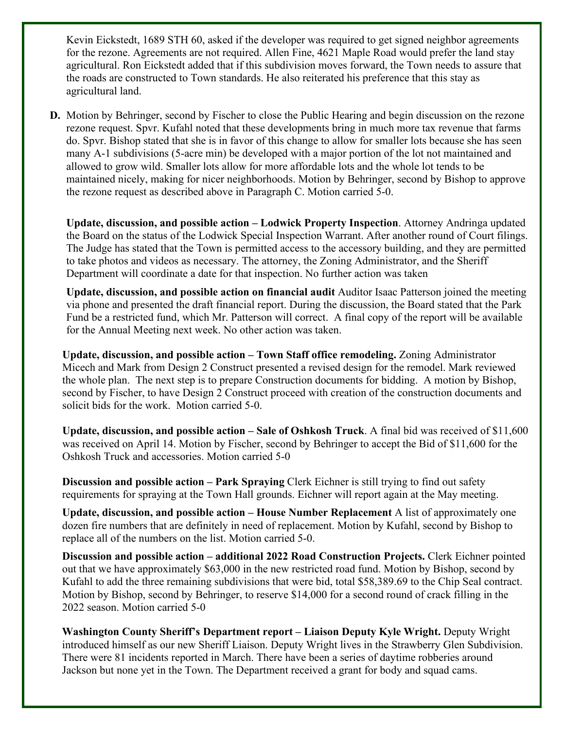Kevin Eickstedt, 1689 STH 60, asked if the developer was required to get signed neighbor agreements for the rezone. Agreements are not required. Allen Fine, 4621 Maple Road would prefer the land stay agricultural. Ron Eickstedt added that if this subdivision moves forward, the Town needs to assure that the roads are constructed to Town standards. He also reiterated his preference that this stay as agricultural land.

**D.** Motion by Behringer, second by Fischer to close the Public Hearing and begin discussion on the rezone rezone request. Spvr. Kufahl noted that these developments bring in much more tax revenue that farms do. Spvr. Bishop stated that she is in favor of this change to allow for smaller lots because she has seen many A-1 subdivisions (5-acre min) be developed with a major portion of the lot not maintained and allowed to grow wild. Smaller lots allow for more affordable lots and the whole lot tends to be maintained nicely, making for nicer neighborhoods. Motion by Behringer, second by Bishop to approve the rezone request as described above in Paragraph C. Motion carried 5-0.

**Update, discussion, and possible action – Lodwick Property Inspection**. Attorney Andringa updated the Board on the status of the Lodwick Special Inspection Warrant. After another round of Court filings. The Judge has stated that the Town is permitted access to the accessory building, and they are permitted to take photos and videos as necessary. The attorney, the Zoning Administrator, and the Sheriff Department will coordinate a date for that inspection. No further action was taken

**Update, discussion, and possible action on financial audit** Auditor Isaac Patterson joined the meeting via phone and presented the draft financial report. During the discussion, the Board stated that the Park Fund be a restricted fund, which Mr. Patterson will correct. A final copy of the report will be available for the Annual Meeting next week. No other action was taken.

**Update, discussion, and possible action – Town Staff office remodeling.** Zoning Administrator Micech and Mark from Design 2 Construct presented a revised design for the remodel. Mark reviewed the whole plan. The next step is to prepare Construction documents for bidding. A motion by Bishop, second by Fischer, to have Design 2 Construct proceed with creation of the construction documents and solicit bids for the work. Motion carried 5-0.

**Update, discussion, and possible action – Sale of Oshkosh Truck**. A final bid was received of $11,600 was received on April 14. Motion by Fischer, second by Behringer to accept the Bid of $11,600 for the Oshkosh Truck and accessories. Motion carried 5-0

**Discussion and possible action – Park Spraying** Clerk Eichner is still trying to find out safety requirements for spraying at the Town Hall grounds. Eichner will report again at the May meeting.

**Update, discussion, and possible action – House Number Replacement** A list of approximately one dozen fire numbers that are definitely in need of replacement. Motion by Kufahl, second by Bishop to replace all of the numbers on the list. Motion carried 5-0.

**Discussion and possible action – additional 2022 Road Construction Projects.** Clerk Eichner pointed out that we have approximately $63,000 in the new restricted road fund. Motion by Bishop, second by Kufahl to add the three remaining subdivisions that were bid, total $58,389.69 to the Chip Seal contract. Motion by Bishop, second by Behringer, to reserve $14,000 for a second round of crack filling in the 2022 season. Motion carried 5-0

**Washington County Sheriff's Department report – Liaison Deputy Kyle Wright.** Deputy Wright introduced himself as our new Sheriff Liaison. Deputy Wright lives in the Strawberry Glen Subdivision. There were 81 incidents reported in March. There have been a series of daytime robberies around Jackson but none yet in the Town. The Department received a grant for body and squad cams.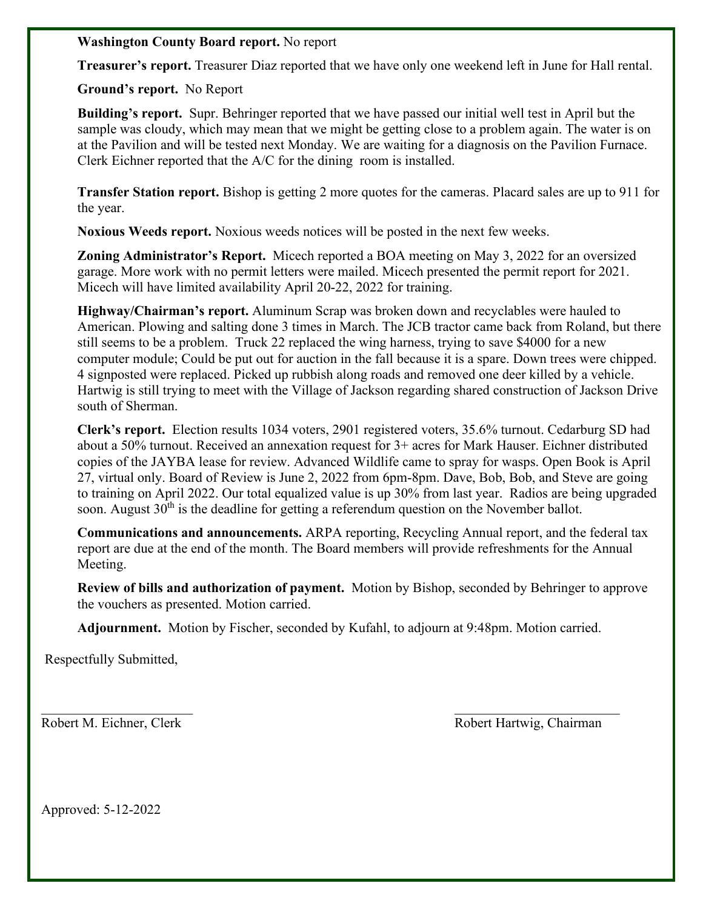**Washington County Board report.** No report

**Treasurer's report.** Treasurer Diaz reported that we have only one weekend left in June for Hall rental.

**Ground's report.** No Report

**Building's report.** Supr. Behringer reported that we have passed our initial well test in April but the sample was cloudy, which may mean that we might be getting close to a problem again. The water is on at the Pavilion and will be tested next Monday. We are waiting for a diagnosis on the Pavilion Furnace. Clerk Eichner reported that the A/C for the dining room is installed.

**Transfer Station report.** Bishop is getting 2 more quotes for the cameras. Placard sales are up to 911 for the year.

**Noxious Weeds report.** Noxious weeds notices will be posted in the next few weeks.

**Zoning Administrator's Report.** Micech reported a BOA meeting on May 3, 2022 for an oversized garage. More work with no permit letters were mailed. Micech presented the permit report for 2021. Micech will have limited availability April 20-22, 2022 for training.

**Highway/Chairman's report.** Aluminum Scrap was broken down and recyclables were hauled to American. Plowing and salting done 3 times in March. The JCB tractor came back from Roland, but there still seems to be a problem. Truck 22 replaced the wing harness, trying to save $4000 for a new computer module; Could be put out for auction in the fall because it is a spare. Down trees were chipped. 4 signposted were replaced. Picked up rubbish along roads and removed one deer killed by a vehicle. Hartwig is still trying to meet with the Village of Jackson regarding shared construction of Jackson Drive south of Sherman.

**Clerk's report.** Election results 1034 voters, 2901 registered voters, 35.6% turnout. Cedarburg SD had about a 50% turnout. Received an annexation request for 3+ acres for Mark Hauser. Eichner distributed copies of the JAYBA lease for review. Advanced Wildlife came to spray for wasps. Open Book is April 27, virtual only. Board of Review is June 2, 2022 from 6pm-8pm. Dave, Bob, Bob, and Steve are going to training on April 2022. Our total equalized value is up 30% from last year. Radios are being upgraded soon. August 30th is the deadline for getting a referendum question on the November ballot.

**Communications and announcements.** ARPA reporting, Recycling Annual report, and the federal tax report are due at the end of the month. The Board members will provide refreshments for the Annual Meeting.

**Review of bills and authorization of payment.** Motion by Bishop, seconded by Behringer to approve the vouchers as presented. Motion carried.

**Adjournment.** Motion by Fischer, seconded by Kufahl, to adjourn at 9:48pm. Motion carried.

Respectfully Submitted,

\_\_\_\_\_\_\_\_\_\_\_\_\_\_\_\_\_\_\_\_\_\_\_\_
Robert M. Eichner, Clerk

\_\_\_\_\_\_\_\_\_\_\_\_\_\_\_\_\_\_\_\_\_\_\_\_
Robert Hartwig, Chairman

Approved: 5-12-2022